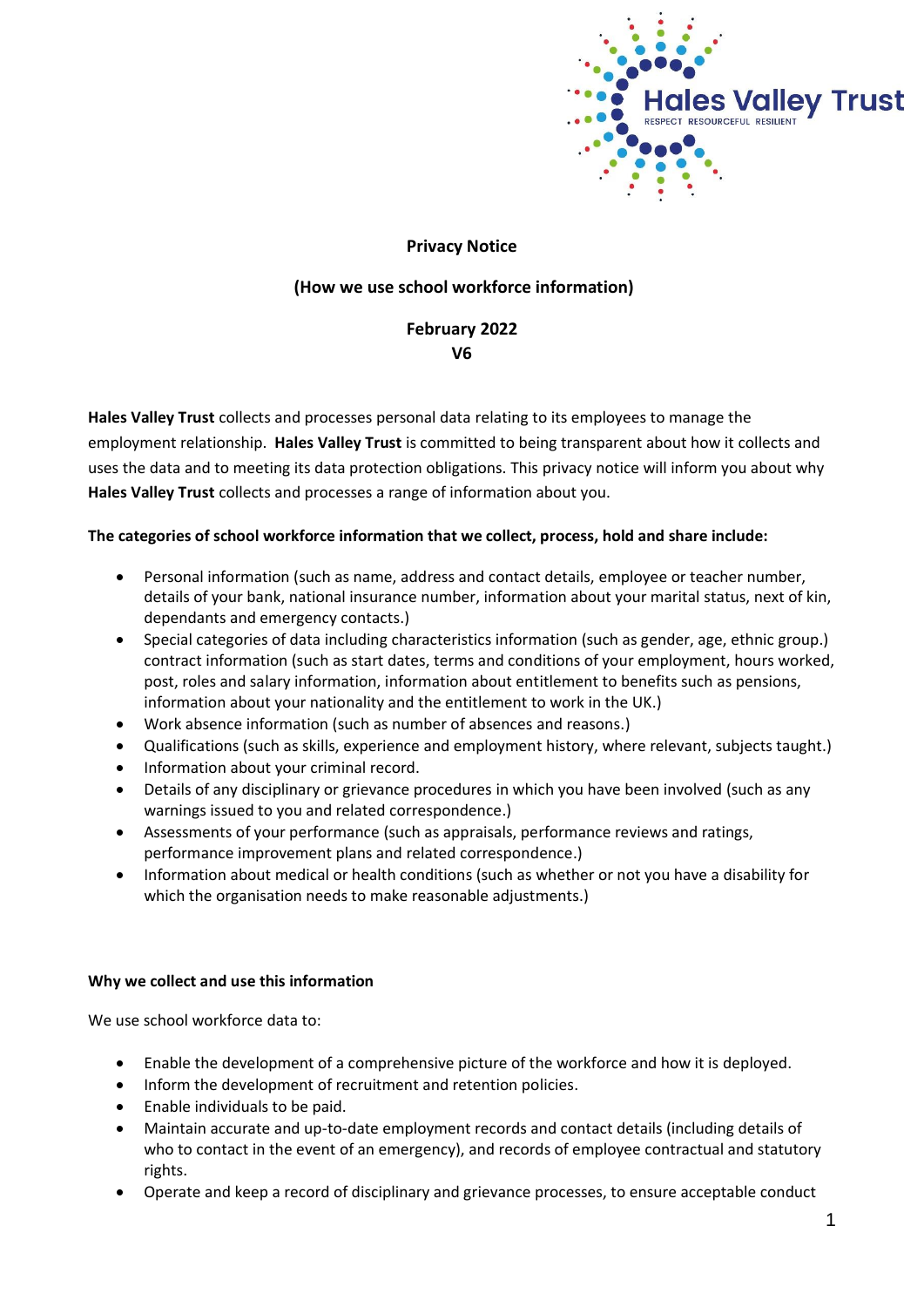**Privacy Notice**

**(How we use school workforce information)**

**February 2022**
**V6**

**Hales Valley Trust** collects and processes personal data relating to its employees to manage the employment relationship. **Hales Valley Trust** is committed to being transparent about how it collects and uses the data and to meeting its data protection obligations. This privacy notice will inform you about why **Hales Valley Trust** collects and processes a range of information about you.

**The categories of school workforce information that we collect, process, hold and share include:**

- Personal information (such as name, address and contact details, employee or teacher number, details of your bank, national insurance number, information about your marital status, next of kin, dependants and emergency contacts.)
- Special categories of data including characteristics information (such as gender, age, ethnic group.) contract information (such as start dates, terms and conditions of your employment, hours worked, post, roles and salary information, information about entitlement to benefits such as pensions, information about your nationality and the entitlement to work in the UK.)
- Work absence information (such as number of absences and reasons.)
- Qualifications (such as skills, experience and employment history, where relevant, subjects taught.)
- Information about your criminal record.
- Details of any disciplinary or grievance procedures in which you have been involved (such as any warnings issued to you and related correspondence.)
- Assessments of your performance (such as appraisals, performance reviews and ratings, performance improvement plans and related correspondence.)
- Information about medical or health conditions (such as whether or not you have a disability for which the organisation needs to make reasonable adjustments.)

**Why we collect and use this information**

We use school workforce data to:

- Enable the development of a comprehensive picture of the workforce and how it is deployed.
- Inform the development of recruitment and retention policies.
- Enable individuals to be paid.
- Maintain accurate and up-to-date employment records and contact details (including details of who to contact in the event of an emergency), and records of employee contractual and statutory rights.
- Operate and keep a record of disciplinary and grievance processes, to ensure acceptable conduct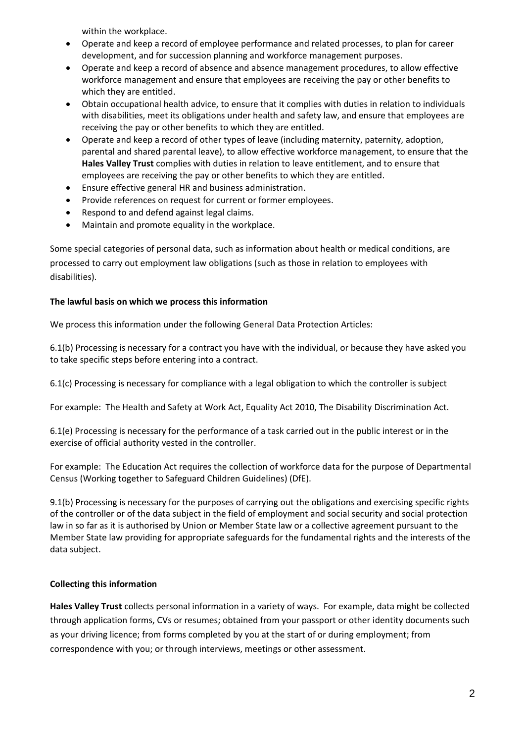within the workplace.

- Operate and keep a record of employee performance and related processes, to plan for career development, and for succession planning and workforce management purposes.
- Operate and keep a record of absence and absence management procedures, to allow effective workforce management and ensure that employees are receiving the pay or other benefits to which they are entitled.
- Obtain occupational health advice, to ensure that it complies with duties in relation to individuals with disabilities, meet its obligations under health and safety law, and ensure that employees are receiving the pay or other benefits to which they are entitled.
- Operate and keep a record of other types of leave (including maternity, paternity, adoption, parental and shared parental leave), to allow effective workforce management, to ensure that the **Hales Valley Trust** complies with duties in relation to leave entitlement, and to ensure that employees are receiving the pay or other benefits to which they are entitled.
- Ensure effective general HR and business administration.
- Provide references on request for current or former employees.
- Respond to and defend against legal claims.
- Maintain and promote equality in the workplace.

Some special categories of personal data, such as information about health or medical conditions, are processed to carry out employment law obligations (such as those in relation to employees with disabilities).

**The lawful basis on which we process this information**

We process this information under the following General Data Protection Articles:

6.1(b) Processing is necessary for a contract you have with the individual, or because they have asked you to take specific steps before entering into a contract.

6.1(c) Processing is necessary for compliance with a legal obligation to which the controller is subject

For example: The Health and Safety at Work Act, Equality Act 2010, The Disability Discrimination Act.

6.1(e) Processing is necessary for the performance of a task carried out in the public interest or in the exercise of official authority vested in the controller.

For example: The Education Act requires the collection of workforce data for the purpose of Departmental Census (Working together to Safeguard Children Guidelines) (DfE).

9.1(b) Processing is necessary for the purposes of carrying out the obligations and exercising specific rights of the controller or of the data subject in the field of employment and social security and social protection law in so far as it is authorised by Union or Member State law or a collective agreement pursuant to the Member State law providing for appropriate safeguards for the fundamental rights and the interests of the data subject.

**Collecting this information**

**Hales Valley Trust** collects personal information in a variety of ways. For example, data might be collected through application forms, CVs or resumes; obtained from your passport or other identity documents such as your driving licence; from forms completed by you at the start of or during employment; from correspondence with you; or through interviews, meetings or other assessment.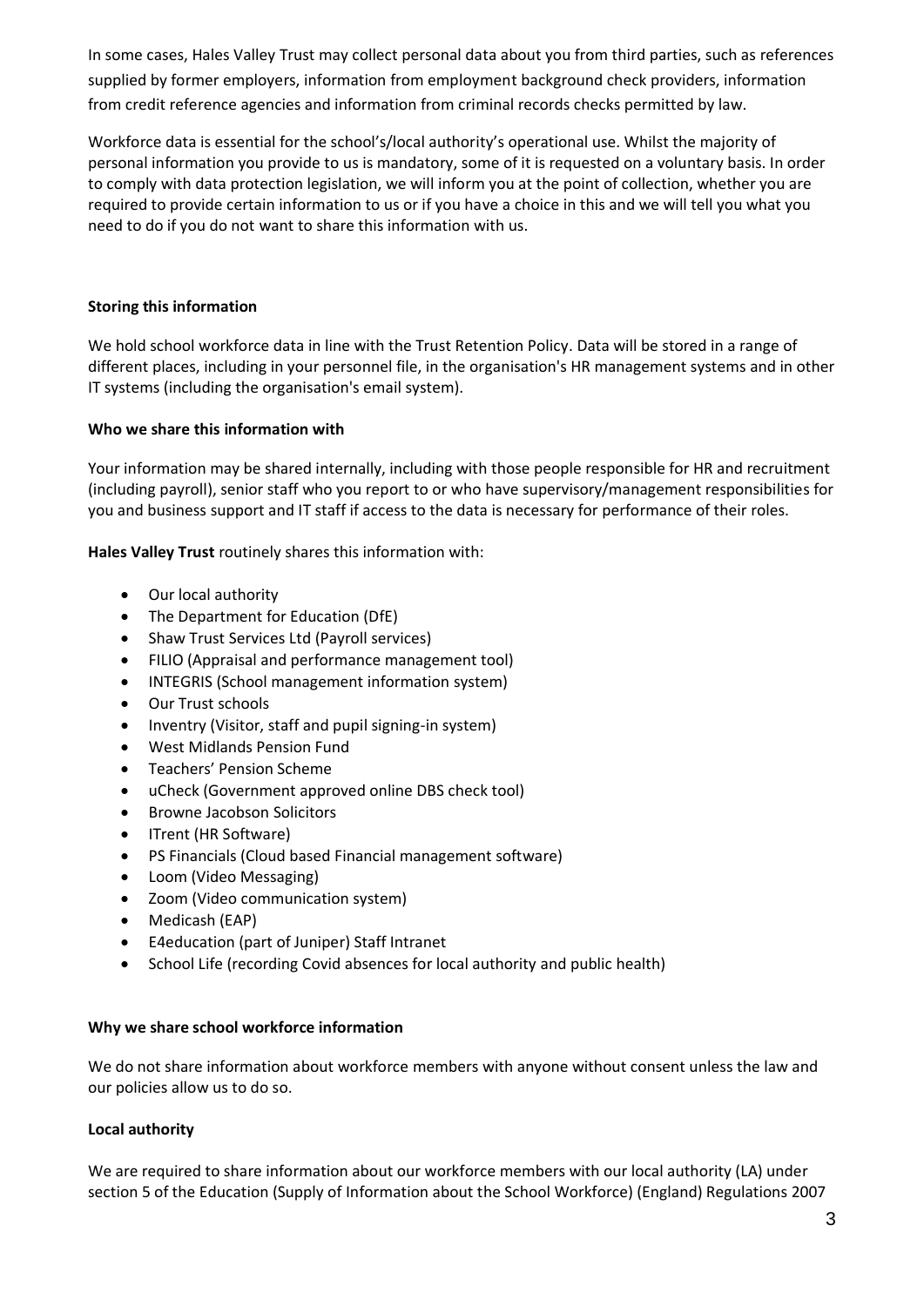In some cases, Hales Valley Trust may collect personal data about you from third parties, such as references supplied by former employers, information from employment background check providers, information from credit reference agencies and information from criminal records checks permitted by law.

Workforce data is essential for the school's/local authority's operational use. Whilst the majority of personal information you provide to us is mandatory, some of it is requested on a voluntary basis. In order to comply with data protection legislation, we will inform you at the point of collection, whether you are required to provide certain information to us or if you have a choice in this and we will tell you what you need to do if you do not want to share this information with us.

**Storing this information**

We hold school workforce data in line with the Trust Retention Policy. Data will be stored in a range of different places, including in your personnel file, in the organisation's HR management systems and in other IT systems (including the organisation's email system).

**Who we share this information with**

Your information may be shared internally, including with those people responsible for HR and recruitment (including payroll), senior staff who you report to or who have supervisory/management responsibilities for you and business support and IT staff if access to the data is necessary for performance of their roles.

**Hales Valley Trust** routinely shares this information with:

- Our local authority
- The Department for Education (DfE)
- Shaw Trust Services Ltd (Payroll services)
- FILIO (Appraisal and performance management tool)
- INTEGRIS (School management information system)
- Our Trust schools
- Inventry (Visitor, staff and pupil signing-in system)
- West Midlands Pension Fund
- Teachers' Pension Scheme
- uCheck (Government approved online DBS check tool)
- Browne Jacobson Solicitors
- ITrent (HR Software)
- PS Financials (Cloud based Financial management software)
- Loom (Video Messaging)
- Zoom (Video communication system)
- Medicash (EAP)
- E4education (part of Juniper) Staff Intranet
- School Life (recording Covid absences for local authority and public health)

**Why we share school workforce information**

We do not share information about workforce members with anyone without consent unless the law and our policies allow us to do so.

**Local authority**

We are required to share information about our workforce members with our local authority (LA) under section 5 of the Education (Supply of Information about the School Workforce) (England) Regulations 2007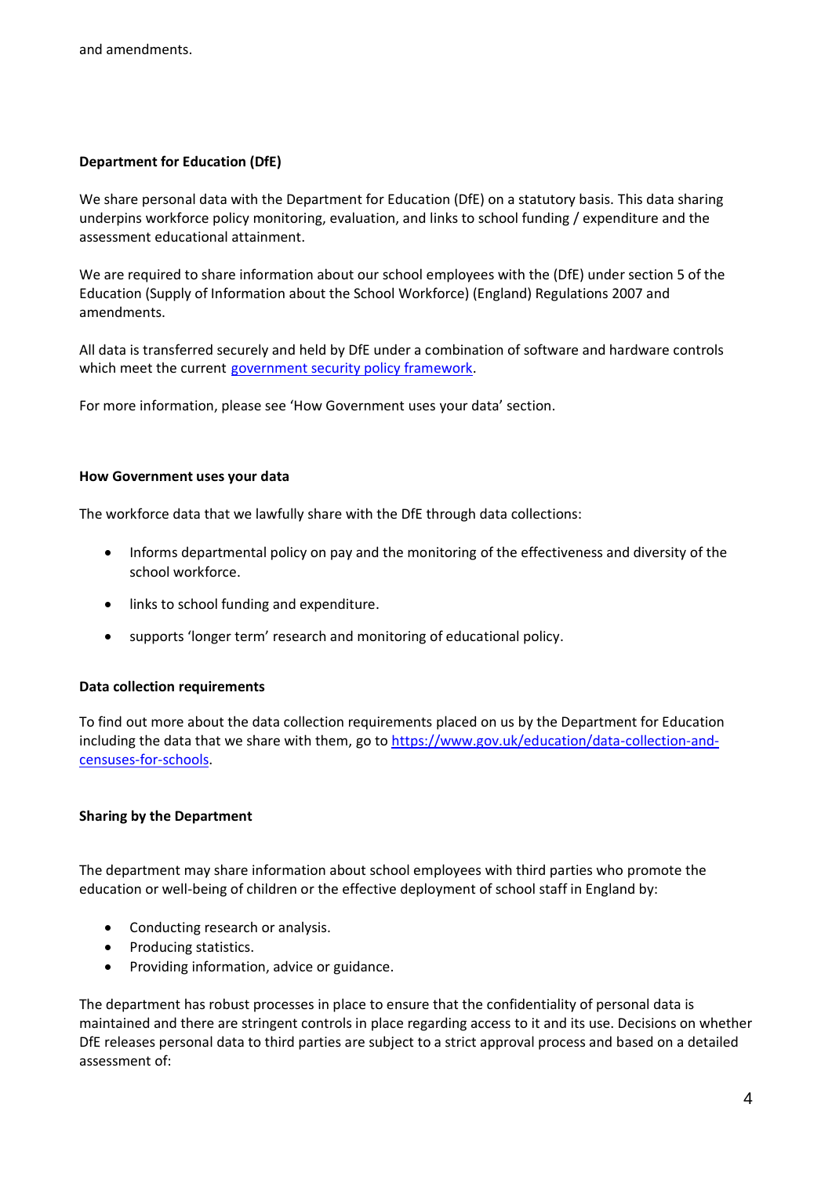and amendments.

**Department for Education (DfE)**

We share personal data with the Department for Education (DfE) on a statutory basis. This data sharing underpins workforce policy monitoring, evaluation, and links to school funding / expenditure and the assessment educational attainment.

We are required to share information about our school employees with the (DfE) under section 5 of the Education (Supply of Information about the School Workforce) (England) Regulations 2007 and amendments.

All data is transferred securely and held by DfE under a combination of software and hardware controls which meet the current [government security policy framework](government security policy framework).

For more information, please see 'How Government uses your data' section.

**How Government uses your data**

The workforce data that we lawfully share with the DfE through data collections:

- Informs departmental policy on pay and the monitoring of the effectiveness and diversity of the school workforce.
- links to school funding and expenditure.
- supports 'longer term' research and monitoring of educational policy.

**Data collection requirements**

To find out more about the data collection requirements placed on us by the Department for Education including the data that we share with them, go to [https://www.gov.uk/education/data-collection-and-censuses-for-schools](https://www.gov.uk/education/data-collection-and-censuses-for-schools).

**Sharing by the Department**

The department may share information about school employees with third parties who promote the education or well-being of children or the effective deployment of school staff in England by:

- Conducting research or analysis.
- Producing statistics.
- Providing information, advice or guidance.

The department has robust processes in place to ensure that the confidentiality of personal data is maintained and there are stringent controls in place regarding access to it and its use. Decisions on whether DfE releases personal data to third parties are subject to a strict approval process and based on a detailed assessment of: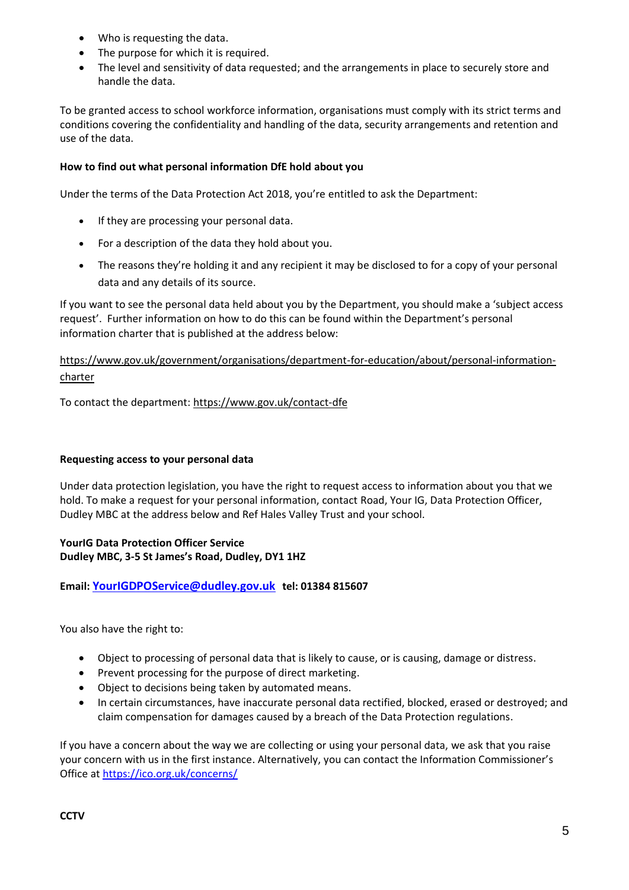- Who is requesting the data.
- The purpose for which it is required.
- The level and sensitivity of data requested; and the arrangements in place to securely store and handle the data.

To be granted access to school workforce information, organisations must comply with its strict terms and conditions covering the confidentiality and handling of the data, security arrangements and retention and use of the data.

**How to find out what personal information DfE hold about you**

Under the terms of the Data Protection Act 2018, you're entitled to ask the Department:

- If they are processing your personal data.
- For a description of the data they hold about you.
- The reasons they're holding it and any recipient it may be disclosed to for a copy of your personal data and any details of its source.

If you want to see the personal data held about you by the Department, you should make a 'subject access request'. Further information on how to do this can be found within the Department's personal information charter that is published at the address below:

https://www.gov.uk/government/organisations/department-for-education/about/personal-information-charter

To contact the department: https://www.gov.uk/contact-dfe

**Requesting access to your personal data**

Under data protection legislation, you have the right to request access to information about you that we hold. To make a request for your personal information, contact Road, Your IG, Data Protection Officer, Dudley MBC at the address below and Ref Hales Valley Trust and your school.

**YourIG Data Protection Officer Service**
**Dudley MBC, 3-5 St James's Road, Dudley, DY1 1HZ**

**Email: YourIGDPOService@dudley.gov.uk tel: 01384 815607**

You also have the right to:

- Object to processing of personal data that is likely to cause, or is causing, damage or distress.
- Prevent processing for the purpose of direct marketing.
- Object to decisions being taken by automated means.
- In certain circumstances, have inaccurate personal data rectified, blocked, erased or destroyed; and claim compensation for damages caused by a breach of the Data Protection regulations.

If you have a concern about the way we are collecting or using your personal data, we ask that you raise your concern with us in the first instance. Alternatively, you can contact the Information Commissioner's Office at https://ico.org.uk/concerns/

**CCTV**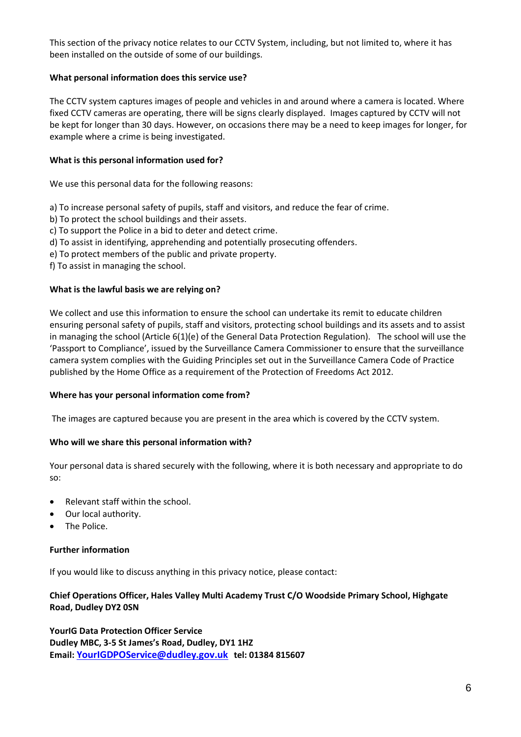This section of the privacy notice relates to our CCTV System, including, but not limited to, where it has been installed on the outside of some of our buildings.

**What personal information does this service use?**

The CCTV system captures images of people and vehicles in and around where a camera is located. Where fixed CCTV cameras are operating, there will be signs clearly displayed. Images captured by CCTV will not be kept for longer than 30 days. However, on occasions there may be a need to keep images for longer, for example where a crime is being investigated.

**What is this personal information used for?**

We use this personal data for the following reasons:

a) To increase personal safety of pupils, staff and visitors, and reduce the fear of crime.
b) To protect the school buildings and their assets.
c) To support the Police in a bid to deter and detect crime.
d) To assist in identifying, apprehending and potentially prosecuting offenders.
e) To protect members of the public and private property.
f) To assist in managing the school.

**What is the lawful basis we are relying on?**

We collect and use this information to ensure the school can undertake its remit to educate children ensuring personal safety of pupils, staff and visitors, protecting school buildings and its assets and to assist in managing the school (Article 6(1)(e) of the General Data Protection Regulation). The school will use the 'Passport to Compliance', issued by the Surveillance Camera Commissioner to ensure that the surveillance camera system complies with the Guiding Principles set out in the Surveillance Camera Code of Practice published by the Home Office as a requirement of the Protection of Freedoms Act 2012.

**Where has your personal information come from?**

The images are captured because you are present in the area which is covered by the CCTV system.

**Who will we share this personal information with?**

Your personal data is shared securely with the following, where it is both necessary and appropriate to do so:

- Relevant staff within the school.
- Our local authority.
- The Police.

**Further information**

If you would like to discuss anything in this privacy notice, please contact:

**Chief Operations Officer, Hales Valley Multi Academy Trust C/O Woodside Primary School, Highgate Road, Dudley DY2 0SN**

**YourIG Data Protection Officer Service**
**Dudley MBC, 3-5 St James's Road, Dudley, DY1 1HZ**
**Email: YourIGDPOService@dudley.gov.uk tel: 01384 815607**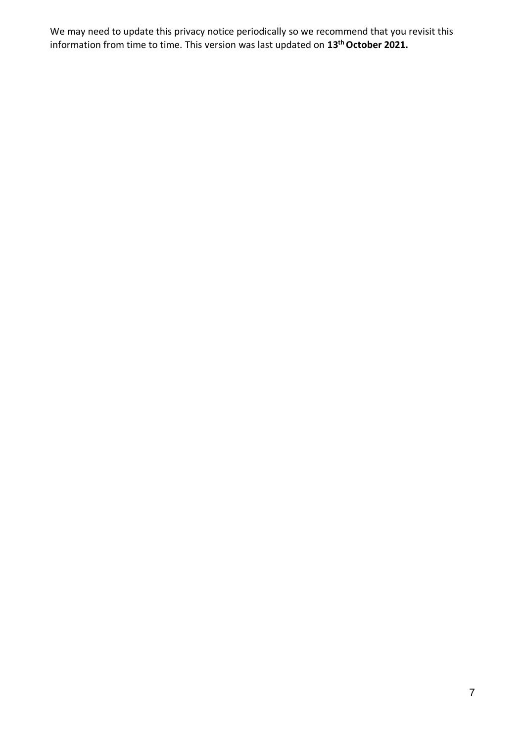We may need to update this privacy notice periodically so we recommend that you revisit this information from time to time. This version was last updated on **13th October 2021.**